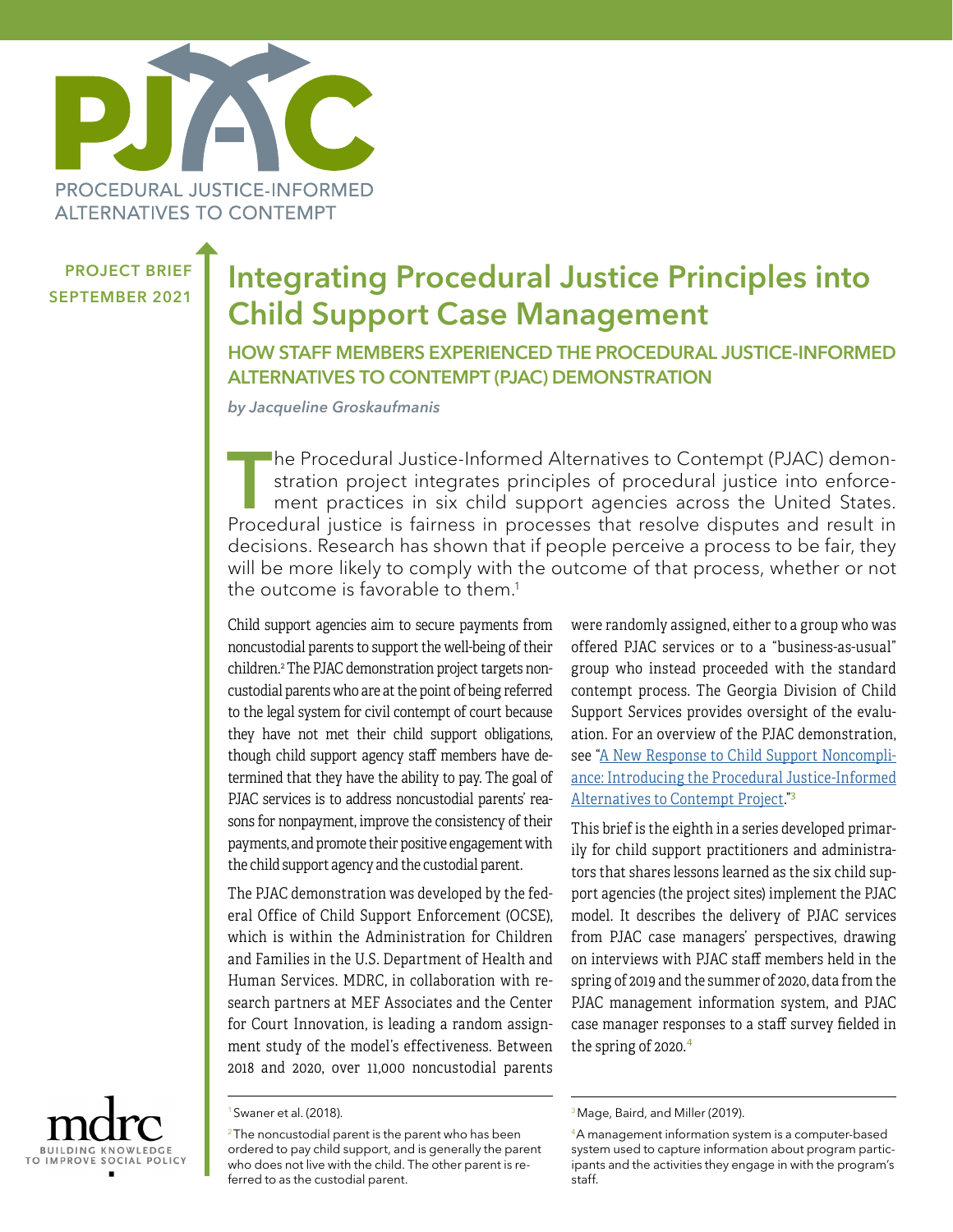PJAC

PROCEDURAL JUSTICE-INFORMED ALTERNATIVES TO CONTEMPT

PROJECT BRIEF
SEPTEMBER 2021

# Integrating Procedural Justice Principles into Child Support Case Management

## HOW STAFF MEMBERS EXPERIENCED THE PROCEDURAL JUSTICE-INFORMED ALTERNATIVES TO CONTEMPT (PJAC) DEMONSTRATION

*by Jacqueline Groskaufmanis*

The Procedural Justice-Informed Alternatives to Contempt (PJAC) demonstration project integrates principles of procedural justice into enforcement practices in six child support agencies across the United States. Procedural justice is fairness in processes that resolve disputes and result in decisions. Research has shown that if people perceive a process to be fair, they will be more likely to comply with the outcome of that process, whether or not the outcome is favorable to them.[1]

Child support agencies aim to secure payments from noncustodial parents to support the well-being of their children.[2] The PJAC demonstration project targets noncustodial parents who are at the point of being referred to the legal system for civil contempt of court because they have not met their child support obligations, though child support agency staff members have determined that they have the ability to pay. The goal of PJAC services is to address noncustodial parents' reasons for nonpayment, improve the consistency of their payments, and promote their positive engagement with the child support agency and the custodial parent.

The PJAC demonstration was developed by the federal Office of Child Support Enforcement (OCSE), which is within the Administration for Children and Families in the U.S. Department of Health and Human Services. MDRC, in collaboration with research partners at MEF Associates and the Center for Court Innovation, is leading a random assignment study of the model's effectiveness. Between 2018 and 2020, over 11,000 noncustodial parents were randomly assigned, either to a group who was offered PJAC services or to a "business-as-usual" group who instead proceeded with the standard contempt process. The Georgia Division of Child Support Services provides oversight of the evaluation. For an overview of the PJAC demonstration, see "A New Response to Child Support Noncompliance: Introducing the Procedural Justice-Informed Alternatives to Contempt Project."[3]

This brief is the eighth in a series developed primarily for child support practitioners and administrators that shares lessons learned as the six child support agencies (the project sites) implement the PJAC model. It describes the delivery of PJAC services from PJAC case managers' perspectives, drawing on interviews with PJAC staff members held in the spring of 2019 and the summer of 2020, data from the PJAC management information system, and PJAC case manager responses to a staff survey fielded in the spring of 2020.[4]

---

[1] Swaner et al. (2018).

[2] The noncustodial parent is the parent who has been ordered to pay child support, and is generally the parent who does not live with the child. The other parent is referred to as the custodial parent.

[3] Mage, Baird, and Miller (2019).

[4] A management information system is a computer-based system used to capture information about program participants and the activities they engage in with the program's staff.

mdrc
BUILDING KNOWLEDGE TO IMPROVE SOCIAL POLICY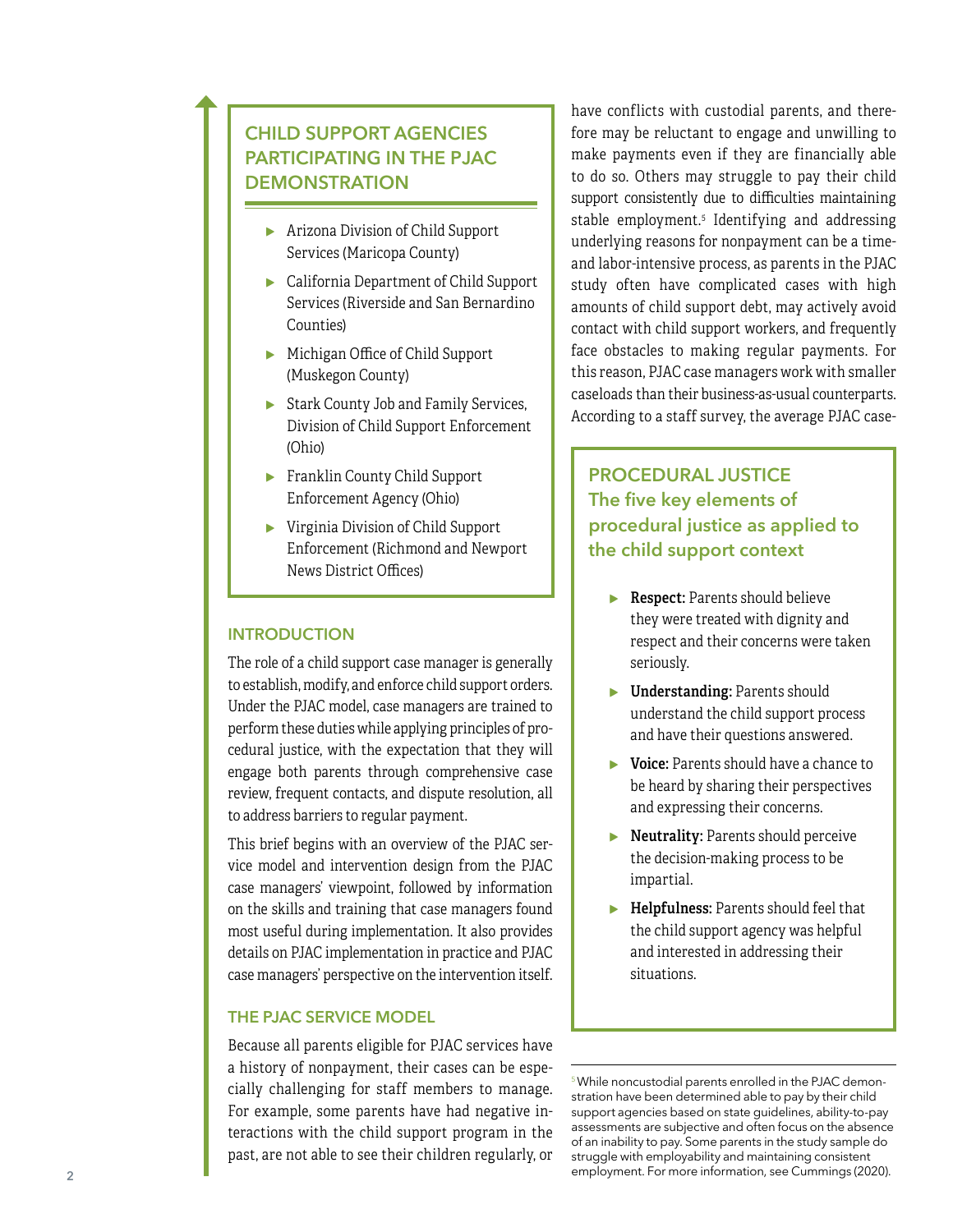## CHILD SUPPORT AGENCIES PARTICIPATING IN THE PJAC DEMONSTRATION

- Arizona Division of Child Support Services (Maricopa County)
- California Department of Child Support Services (Riverside and San Bernardino Counties)
- Michigan Office of Child Support (Muskegon County)
- Stark County Job and Family Services, Division of Child Support Enforcement (Ohio)
- Franklin County Child Support Enforcement Agency (Ohio)
- Virginia Division of Child Support Enforcement (Richmond and Newport News District Offices)

## INTRODUCTION

The role of a child support case manager is generally to establish, modify, and enforce child support orders. Under the PJAC model, case managers are trained to perform these duties while applying principles of procedural justice, with the expectation that they will engage both parents through comprehensive case review, frequent contacts, and dispute resolution, all to address barriers to regular payment.

This brief begins with an overview of the PJAC service model and intervention design from the PJAC case managers' viewpoint, followed by information on the skills and training that case managers found most useful during implementation. It also provides details on PJAC implementation in practice and PJAC case managers' perspective on the intervention itself.

## THE PJAC SERVICE MODEL

Because all parents eligible for PJAC services have a history of nonpayment, their cases can be especially challenging for staff members to manage. For example, some parents have had negative interactions with the child support program in the past, are not able to see their children regularly, or have conflicts with custodial parents, and therefore may be reluctant to engage and unwilling to make payments even if they are financially able to do so. Others may struggle to pay their child support consistently due to difficulties maintaining stable employment.[5] Identifying and addressing underlying reasons for nonpayment can be a time- and labor-intensive process, as parents in the PJAC study often have complicated cases with high amounts of child support debt, may actively avoid contact with child support workers, and frequently face obstacles to making regular payments. For this reason, PJAC case managers work with smaller caseloads than their business-as-usual counterparts. According to a staff survey, the average PJAC case-

## PROCEDURAL JUSTICE
### The five key elements of procedural justice as applied to the child support context

- **Respect:** Parents should believe they were treated with dignity and respect and their concerns were taken seriously.
- **Understanding:** Parents should understand the child support process and have their questions answered.
- **Voice:** Parents should have a chance to be heard by sharing their perspectives and expressing their concerns.
- **Neutrality:** Parents should perceive the decision-making process to be impartial.
- **Helpfulness:** Parents should feel that the child support agency was helpful and interested in addressing their situations.

---

[5] While noncustodial parents enrolled in the PJAC demonstration have been determined able to pay by their child support agencies based on state guidelines, ability-to-pay assessments are subjective and often focus on the absence of an inability to pay. Some parents in the study sample do struggle with employability and maintaining consistent employment. For more information, see Cummings (2020).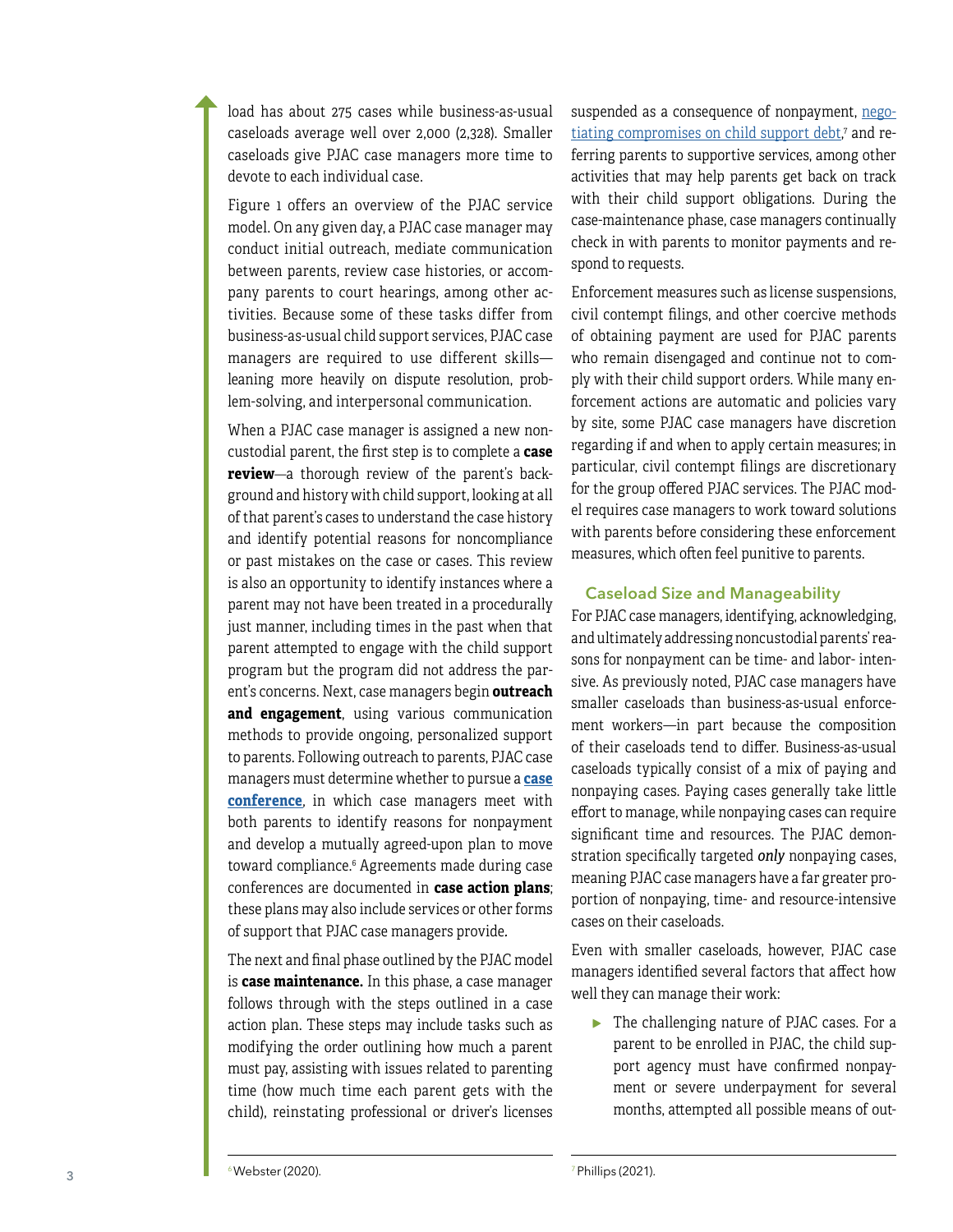load has about 275 cases while business-as-usual caseloads average well over 2,000 (2,328). Smaller caseloads give PJAC case managers more time to devote to each individual case.

Figure 1 offers an overview of the PJAC service model. On any given day, a PJAC case manager may conduct initial outreach, mediate communication between parents, review case histories, or accompany parents to court hearings, among other activities. Because some of these tasks differ from business-as-usual child support services, PJAC case managers are required to use different skills—leaning more heavily on dispute resolution, problem-solving, and interpersonal communication.

When a PJAC case manager is assigned a new noncustodial parent, the first step is to complete a **case review**—a thorough review of the parent's background and history with child support, looking at all of that parent's cases to understand the case history and identify potential reasons for noncompliance or past mistakes on the case or cases. This review is also an opportunity to identify instances where a parent may not have been treated in a procedurally just manner, including times in the past when that parent attempted to engage with the child support program but the program did not address the parent's concerns. Next, case managers begin **outreach and engagement**, using various communication methods to provide ongoing, personalized support to parents. Following outreach to parents, PJAC case managers must determine whether to pursue a **case conference**, in which case managers meet with both parents to identify reasons for nonpayment and develop a mutually agreed-upon plan to move toward compliance.[6] Agreements made during case conferences are documented in **case action plans**; these plans may also include services or other forms of support that PJAC case managers provide.

The next and final phase outlined by the PJAC model is **case maintenance.** In this phase, a case manager follows through with the steps outlined in a case action plan. These steps may include tasks such as modifying the order outlining how much a parent must pay, assisting with issues related to parenting time (how much time each parent gets with the child), reinstating professional or driver's licenses suspended as a consequence of nonpayment, negotiating compromises on child support debt,[7] and referring parents to supportive services, among other activities that may help parents get back on track with their child support obligations. During the case-maintenance phase, case managers continually check in with parents to monitor payments and respond to requests.

Enforcement measures such as license suspensions, civil contempt filings, and other coercive methods of obtaining payment are used for PJAC parents who remain disengaged and continue not to comply with their child support orders. While many enforcement actions are automatic and policies vary by site, some PJAC case managers have discretion regarding if and when to apply certain measures; in particular, civil contempt filings are discretionary for the group offered PJAC services. The PJAC model requires case managers to work toward solutions with parents before considering these enforcement measures, which often feel punitive to parents.

## Caseload Size and Manageability

For PJAC case managers, identifying, acknowledging, and ultimately addressing noncustodial parents' reasons for nonpayment can be time- and labor- intensive. As previously noted, PJAC case managers have smaller caseloads than business-as-usual enforcement workers—in part because the composition of their caseloads tend to differ. Business-as-usual caseloads typically consist of a mix of paying and nonpaying cases. Paying cases generally take little effort to manage, while nonpaying cases can require significant time and resources. The PJAC demonstration specifically targeted ***only*** nonpaying cases, meaning PJAC case managers have a far greater proportion of nonpaying, time- and resource-intensive cases on their caseloads.

Even with smaller caseloads, however, PJAC case managers identified several factors that affect how well they can manage their work:

- The challenging nature of PJAC cases. For a parent to be enrolled in PJAC, the child support agency must have confirmed nonpayment or severe underpayment for several months, attempted all possible means of out-

[6] Webster (2020).

[7] Phillips (2021).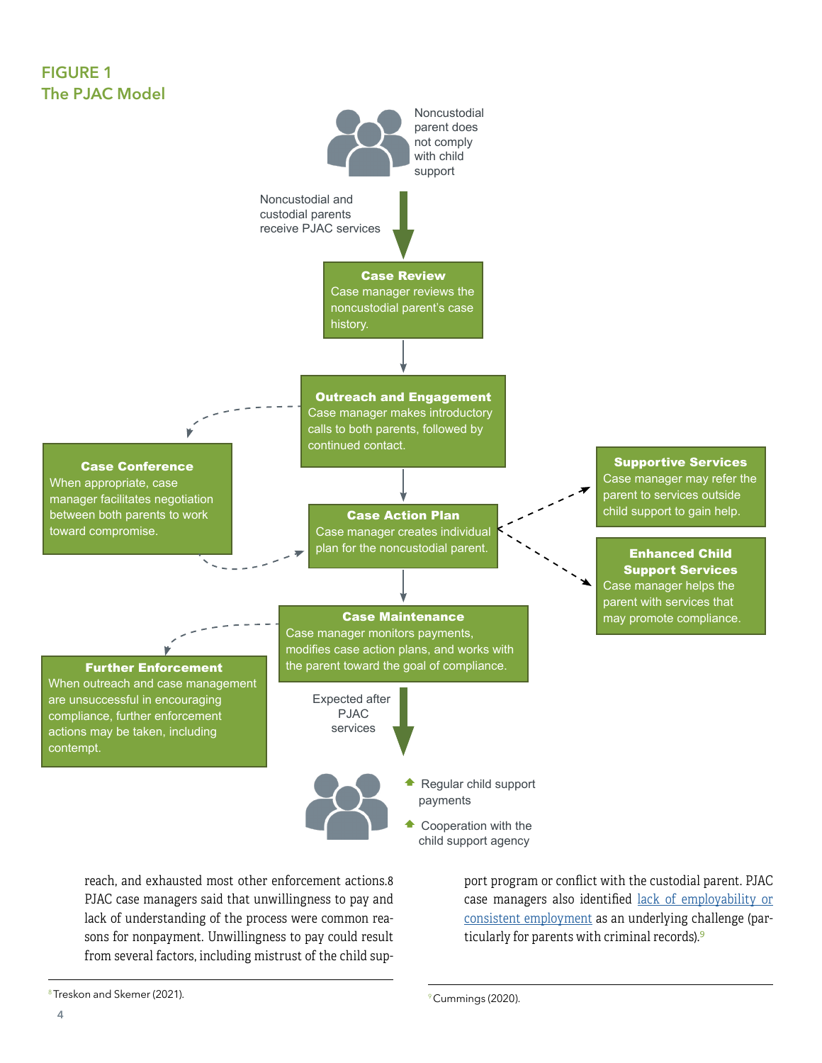## FIGURE 1
## The PJAC Model

Noncustodial parent does not comply with child support

Noncustodial and custodial parents receive PJAC services

**Case Review**
Case manager reviews the noncustodial parent's case history.

**Outreach and Engagement**
Case manager makes introductory calls to both parents, followed by continued contact.

**Case Conference**
When appropriate, case manager facilitates negotiation between both parents to work toward compromise.

**Case Action Plan**
Case manager creates individual plan for the noncustodial parent.

**Supportive Services**
Case manager may refer the parent to services outside child support to gain help.

**Enhanced Child Support Services**
Case manager helps the parent with services that may promote compliance.

**Case Maintenance**
Case manager monitors payments, modifies case action plans, and works with the parent toward the goal of compliance.

**Further Enforcement**
When outreach and case management are unsuccessful in encouraging compliance, further enforcement actions may be taken, including contempt.

Expected after PJAC services

- Regular child support payments
- Cooperation with the child support agency

reach, and exhausted most other enforcement actions.[8] PJAC case managers said that unwillingness to pay and lack of understanding of the process were common reasons for nonpayment. Unwillingness to pay could result from several factors, including mistrust of the child support program or conflict with the custodial parent. PJAC case managers also identified lack of employability or consistent employment as an underlying challenge (particularly for parents with criminal records).[9]

[8] Treskon and Skemer (2021).

[9] Cummings (2020).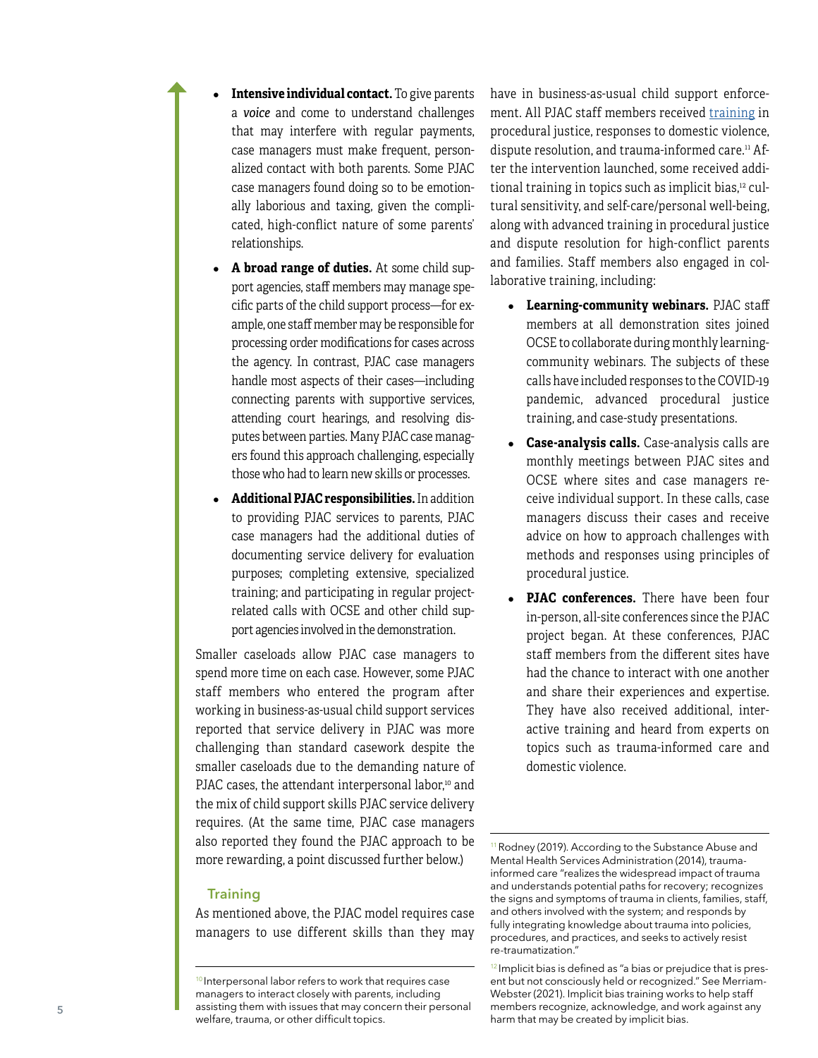- **Intensive individual contact.** To give parents a *voice* and come to understand challenges that may interfere with regular payments, case managers must make frequent, personalized contact with both parents. Some PJAC case managers found doing so to be emotionally laborious and taxing, given the complicated, high-conflict nature of some parents' relationships.
- **A broad range of duties.** At some child support agencies, staff members may manage specific parts of the child support process—for example, one staff member may be responsible for processing order modifications for cases across the agency. In contrast, PJAC case managers handle most aspects of their cases—including connecting parents with supportive services, attending court hearings, and resolving disputes between parties. Many PJAC case managers found this approach challenging, especially those who had to learn new skills or processes.
- **Additional PJAC responsibilities.** In addition to providing PJAC services to parents, PJAC case managers had the additional duties of documenting service delivery for evaluation purposes; completing extensive, specialized training; and participating in regular project-related calls with OCSE and other child support agencies involved in the demonstration.

Smaller caseloads allow PJAC case managers to spend more time on each case. However, some PJAC staff members who entered the program after working in business-as-usual child support services reported that service delivery in PJAC was more challenging than standard casework despite the smaller caseloads due to the demanding nature of PJAC cases, the attendant interpersonal labor,[10] and the mix of child support skills PJAC service delivery requires. (At the same time, PJAC case managers also reported they found the PJAC approach to be more rewarding, a point discussed further below.)

### Training

As mentioned above, the PJAC model requires case managers to use different skills than they may have in business-as-usual child support enforcement. All PJAC staff members received training in procedural justice, responses to domestic violence, dispute resolution, and trauma-informed care.[11] After the intervention launched, some received additional training in topics such as implicit bias,[12] cultural sensitivity, and self-care/personal well-being, along with advanced training in procedural justice and dispute resolution for high-conflict parents and families. Staff members also engaged in collaborative training, including:

- **Learning-community webinars.** PJAC staff members at all demonstration sites joined OCSE to collaborate during monthly learning-community webinars. The subjects of these calls have included responses to the COVID-19 pandemic, advanced procedural justice training, and case-study presentations.
- **Case-analysis calls.** Case-analysis calls are monthly meetings between PJAC sites and OCSE where sites and case managers receive individual support. In these calls, case managers discuss their cases and receive advice on how to approach challenges with methods and responses using principles of procedural justice.
- **PJAC conferences.** There have been four in-person, all-site conferences since the PJAC project began. At these conferences, PJAC staff members from the different sites have had the chance to interact with one another and share their experiences and expertise. They have also received additional, interactive training and heard from experts on topics such as trauma-informed care and domestic violence.

---

[10] Interpersonal labor refers to work that requires case managers to interact closely with parents, including assisting them with issues that may concern their personal welfare, trauma, or other difficult topics.

[11] Rodney (2019). According to the Substance Abuse and Mental Health Services Administration (2014), trauma-informed care "realizes the widespread impact of trauma and understands potential paths for recovery; recognizes the signs and symptoms of trauma in clients, families, staff, and others involved with the system; and responds by fully integrating knowledge about trauma into policies, procedures, and practices, and seeks to actively resist re-traumatization."

[12] Implicit bias is defined as "a bias or prejudice that is present but not consciously held or recognized." See Merriam-Webster (2021). Implicit bias training works to help staff members recognize, acknowledge, and work against any harm that may be created by implicit bias.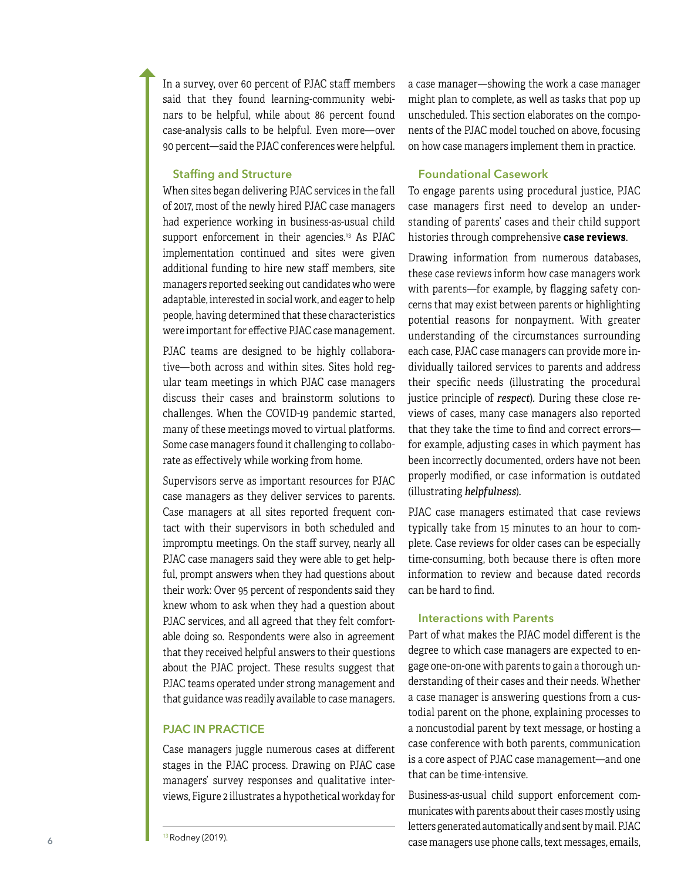In a survey, over 60 percent of PJAC staff members said that they found learning-community webinars to be helpful, while about 86 percent found case-analysis calls to be helpful. Even more—over 90 percent—said the PJAC conferences were helpful.

### Staffing and Structure

When sites began delivering PJAC services in the fall of 2017, most of the newly hired PJAC case managers had experience working in business-as-usual child support enforcement in their agencies.[13] As PJAC implementation continued and sites were given additional funding to hire new staff members, site managers reported seeking out candidates who were adaptable, interested in social work, and eager to help people, having determined that these characteristics were important for effective PJAC case management.

PJAC teams are designed to be highly collaborative—both across and within sites. Sites hold regular team meetings in which PJAC case managers discuss their cases and brainstorm solutions to challenges. When the COVID-19 pandemic started, many of these meetings moved to virtual platforms. Some case managers found it challenging to collaborate as effectively while working from home.

Supervisors serve as important resources for PJAC case managers as they deliver services to parents. Case managers at all sites reported frequent contact with their supervisors in both scheduled and impromptu meetings. On the staff survey, nearly all PJAC case managers said they were able to get helpful, prompt answers when they had questions about their work: Over 95 percent of respondents said they knew whom to ask when they had a question about PJAC services, and all agreed that they felt comfortable doing so. Respondents were also in agreement that they received helpful answers to their questions about the PJAC project. These results suggest that PJAC teams operated under strong management and that guidance was readily available to case managers.

## PJAC IN PRACTICE

Case managers juggle numerous cases at different stages in the PJAC process. Drawing on PJAC case managers' survey responses and qualitative interviews, Figure 2 illustrates a hypothetical workday for a case manager—showing the work a case manager might plan to complete, as well as tasks that pop up unscheduled. This section elaborates on the components of the PJAC model touched on above, focusing on how case managers implement them in practice.

### Foundational Casework

To engage parents using procedural justice, PJAC case managers first need to develop an understanding of parents' cases and their child support histories through comprehensive **case reviews**.

Drawing information from numerous databases, these case reviews inform how case managers work with parents—for example, by flagging safety concerns that may exist between parents or highlighting potential reasons for nonpayment. With greater understanding of the circumstances surrounding each case, PJAC case managers can provide more individually tailored services to parents and address their specific needs (illustrating the procedural justice principle of ***respect***). During these close reviews of cases, many case managers also reported that they take the time to find and correct errors—for example, adjusting cases in which payment has been incorrectly documented, orders have not been properly modified, or case information is outdated (illustrating ***helpfulness***).

PJAC case managers estimated that case reviews typically take from 15 minutes to an hour to complete. Case reviews for older cases can be especially time-consuming, both because there is often more information to review and because dated records can be hard to find.

### Interactions with Parents

Part of what makes the PJAC model different is the degree to which case managers are expected to engage one-on-one with parents to gain a thorough understanding of their cases and their needs. Whether a case manager is answering questions from a custodial parent on the phone, explaining processes to a noncustodial parent by text message, or hosting a case conference with both parents, communication is a core aspect of PJAC case management—and one that can be time-intensive.

Business-as-usual child support enforcement communicates with parents about their cases mostly using letters generated automatically and sent by mail. PJAC case managers use phone calls, text messages, emails,

[13] Rodney (2019).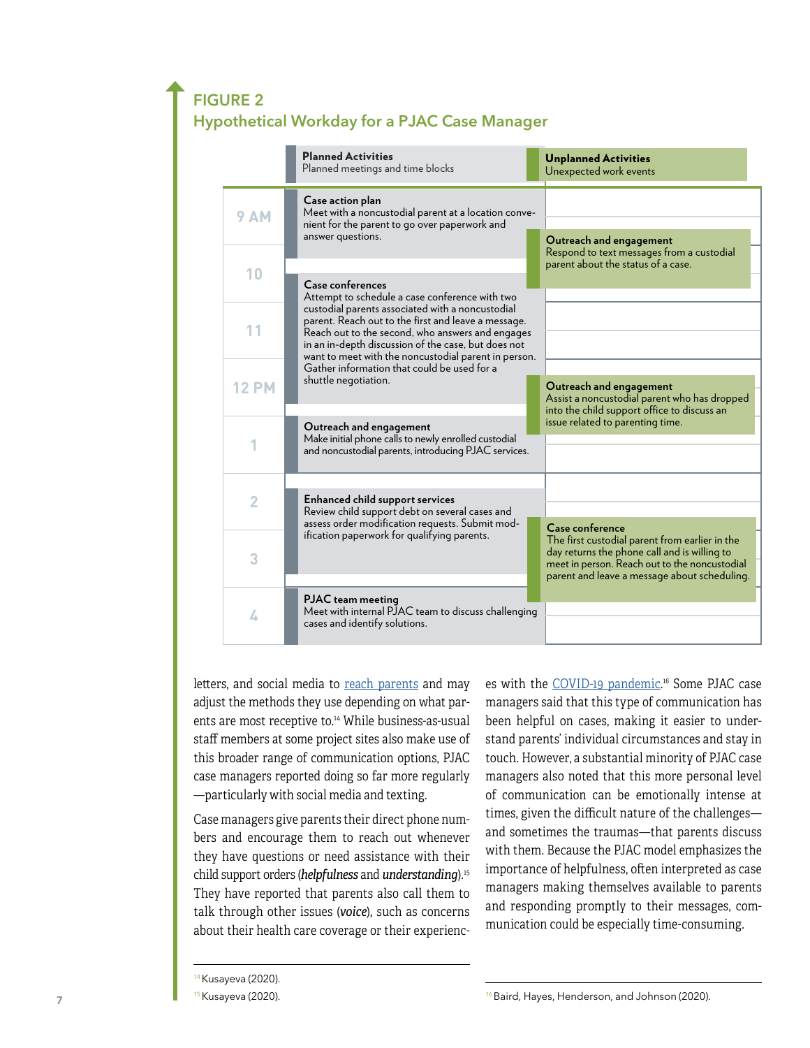## FIGURE 2
## Hypothetical Workday for a PJAC Case Manager

| Time | Planned Activities (Planned meetings and time blocks) | Unplanned Activities (Unexpected work events) |
|---|---|---|
| 9 AM | **Case action plan** Meet with a noncustodial parent at a location convenient for the parent to go over paperwork and answer questions. | **Outreach and engagement** Respond to text messages from a custodial parent about the status of a case. |
| 10 | **Case conferences** Attempt to schedule a case conference with two custodial parents associated with a noncustodial parent. Reach out to the first and leave a message. Reach out to the second, who answers and engages in an in-depth discussion of the case, but does not want to meet with the noncustodial parent in person. Gather information that could be used for a shuttle negotiation. | |
| 11 | | |
| 12 PM | | **Outreach and engagement** Assist a noncustodial parent who has dropped into the child support office to discuss an issue related to parenting time. |
| 1 | **Outreach and engagement** Make initial phone calls to newly enrolled custodial and noncustodial parents, introducing PJAC services. | |
| 2 | **Enhanced child support services** Review child support debt on several cases and assess order modification requests. Submit modification paperwork for qualifying parents. | **Case conference** The first custodial parent from earlier in the day returns the phone call and is willing to meet in person. Reach out to the noncustodial parent and leave a message about scheduling. |
| 3 | | |
| 4 | **PJAC team meeting** Meet with internal PJAC team to discuss challenging cases and identify solutions. | |

letters, and social media to reach parents and may adjust the methods they use depending on what parents are most receptive to.[14] While business-as-usual staff members at some project sites also make use of this broader range of communication options, PJAC case managers reported doing so far more regularly—particularly with social media and texting.

Case managers give parents their direct phone numbers and encourage them to reach out whenever they have questions or need assistance with their child support orders (***helpfulness*** and ***understanding***).[15] They have reported that parents also call them to talk through other issues (***voice***), such as concerns about their health care coverage or their experiences with the COVID-19 pandemic.[16] Some PJAC case managers said that this type of communication has been helpful on cases, making it easier to understand parents' individual circumstances and stay in touch. However, a substantial minority of PJAC case managers also noted that this more personal level of communication can be emotionally intense at times, given the difficult nature of the challenges—and sometimes the traumas—that parents discuss with them. Because the PJAC model emphasizes the importance of helpfulness, often interpreted as case managers making themselves available to parents and responding promptly to their messages, communication could be especially time-consuming.

[14] Kusayeva (2020).

[15] Kusayeva (2020).

[16] Baird, Hayes, Henderson, and Johnson (2020).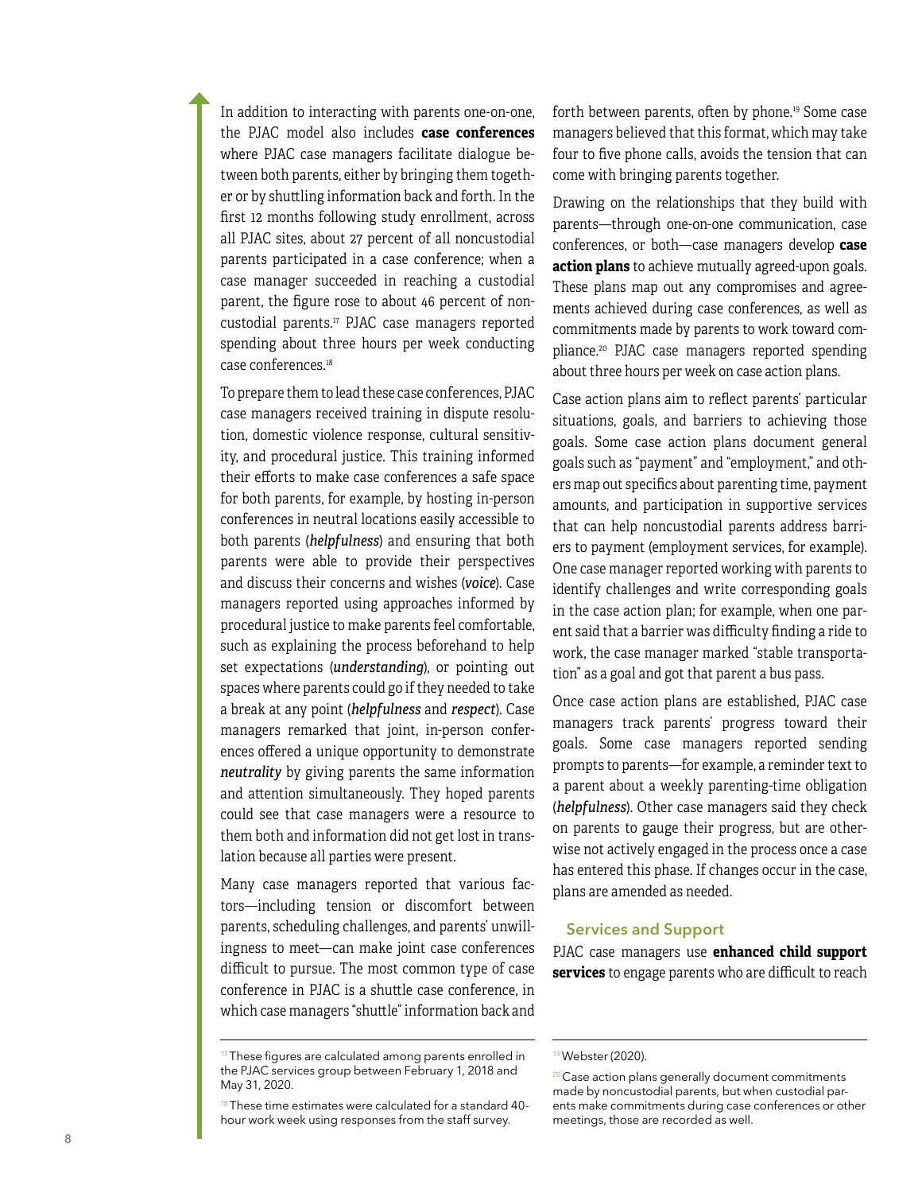In addition to interacting with parents one-on-one, the PJAC model also includes **case conferences** where PJAC case managers facilitate dialogue between both parents, either by bringing them together or by shuttling information back and forth. In the first 12 months following study enrollment, across all PJAC sites, about 27 percent of all noncustodial parents participated in a case conference; when a case manager succeeded in reaching a custodial parent, the figure rose to about 46 percent of noncustodial parents.[17] PJAC case managers reported spending about three hours per week conducting case conferences.[18]

To prepare them to lead these case conferences, PJAC case managers received training in dispute resolution, domestic violence response, cultural sensitivity, and procedural justice. This training informed their efforts to make case conferences a safe space for both parents, for example, by hosting in-person conferences in neutral locations easily accessible to both parents (***helpfulness***) and ensuring that both parents were able to provide their perspectives and discuss their concerns and wishes (***voice***). Case managers reported using approaches informed by procedural justice to make parents feel comfortable, such as explaining the process beforehand to help set expectations (***understanding***), or pointing out spaces where parents could go if they needed to take a break at any point (***helpfulness*** and ***respect***). Case managers remarked that joint, in-person conferences offered a unique opportunity to demonstrate ***neutrality*** by giving parents the same information and attention simultaneously. They hoped parents could see that case managers were a resource to them both and information did not get lost in translation because all parties were present.

Many case managers reported that various factors—including tension or discomfort between parents, scheduling challenges, and parents' unwillingness to meet—can make joint case conferences difficult to pursue. The most common type of case conference in PJAC is a shuttle case conference, in which case managers "shuttle" information back and forth between parents, often by phone.[19] Some case managers believed that this format, which may take four to five phone calls, avoids the tension that can come with bringing parents together.

Drawing on the relationships that they build with parents—through one-on-one communication, case conferences, or both—case managers develop **case action plans** to achieve mutually agreed-upon goals. These plans map out any compromises and agreements achieved during case conferences, as well as commitments made by parents to work toward compliance.[20] PJAC case managers reported spending about three hours per week on case action plans.

Case action plans aim to reflect parents' particular situations, goals, and barriers to achieving those goals. Some case action plans document general goals such as "payment" and "employment," and others map out specifics about parenting time, payment amounts, and participation in supportive services that can help noncustodial parents address barriers to payment (employment services, for example). One case manager reported working with parents to identify challenges and write corresponding goals in the case action plan; for example, when one parent said that a barrier was difficulty finding a ride to work, the case manager marked "stable transportation" as a goal and got that parent a bus pass.

Once case action plans are established, PJAC case managers track parents' progress toward their goals. Some case managers reported sending prompts to parents—for example, a reminder text to a parent about a weekly parenting-time obligation (***helpfulness***). Other case managers said they check on parents to gauge their progress, but are otherwise not actively engaged in the process once a case has entered this phase. If changes occur in the case, plans are amended as needed.

### Services and Support

PJAC case managers use **enhanced child support services** to engage parents who are difficult to reach

---

[17] These figures are calculated among parents enrolled in the PJAC services group between February 1, 2018 and May 31, 2020.

[18] These time estimates were calculated for a standard 40-hour work week using responses from the staff survey.

[19] Webster (2020).

[20] Case action plans generally document commitments made by noncustodial parents, but when custodial parents make commitments during case conferences or other meetings, those are recorded as well.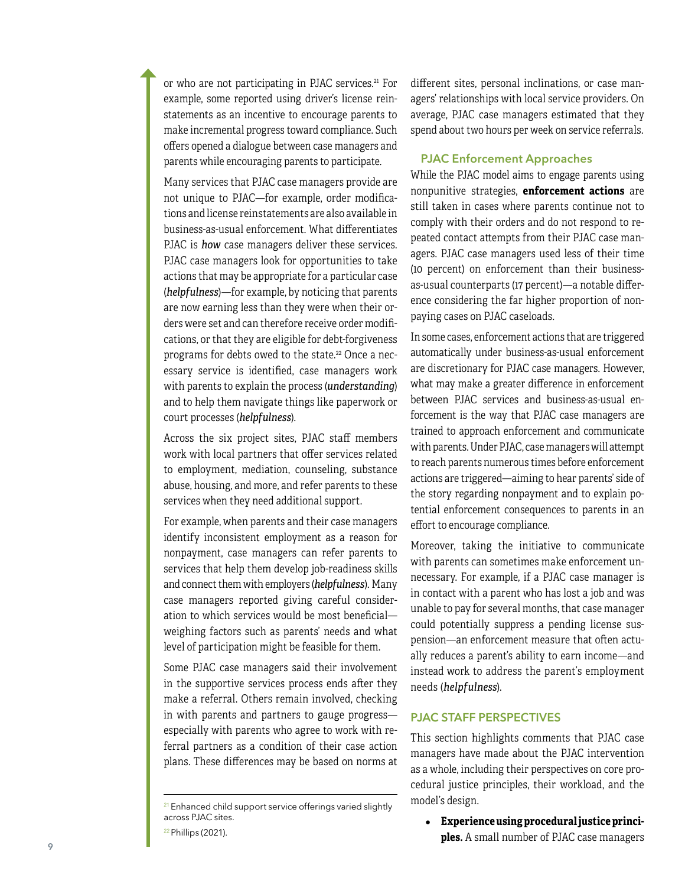or who are not participating in PJAC services.[21] For example, some reported using driver's license reinstatements as an incentive to encourage parents to make incremental progress toward compliance. Such offers opened a dialogue between case managers and parents while encouraging parents to participate.

Many services that PJAC case managers provide are not unique to PJAC—for example, order modifications and license reinstatements are also available in business-as-usual enforcement. What differentiates PJAC is *how* case managers deliver these services. PJAC case managers look for opportunities to take actions that may be appropriate for a particular case (***helpfulness***)—for example, by noticing that parents are now earning less than they were when their orders were set and can therefore receive order modifications, or that they are eligible for debt-forgiveness programs for debts owed to the state.[22] Once a necessary service is identified, case managers work with parents to explain the process (***understanding***) and to help them navigate things like paperwork or court processes (***helpfulness***).

Across the six project sites, PJAC staff members work with local partners that offer services related to employment, mediation, counseling, substance abuse, housing, and more, and refer parents to these services when they need additional support.

For example, when parents and their case managers identify inconsistent employment as a reason for nonpayment, case managers can refer parents to services that help them develop job-readiness skills and connect them with employers (***helpfulness***). Many case managers reported giving careful consideration to which services would be most beneficial—weighing factors such as parents' needs and what level of participation might be feasible for them.

Some PJAC case managers said their involvement in the supportive services process ends after they make a referral. Others remain involved, checking in with parents and partners to gauge progress—especially with parents who agree to work with referral partners as a condition of their case action plans. These differences may be based on norms at different sites, personal inclinations, or case managers' relationships with local service providers. On average, PJAC case managers estimated that they spend about two hours per week on service referrals.

### PJAC Enforcement Approaches

While the PJAC model aims to engage parents using nonpunitive strategies, **enforcement actions** are still taken in cases where parents continue not to comply with their orders and do not respond to repeated contact attempts from their PJAC case managers. PJAC case managers used less of their time (10 percent) on enforcement than their business-as-usual counterparts (17 percent)—a notable difference considering the far higher proportion of nonpaying cases on PJAC caseloads.

In some cases, enforcement actions that are triggered automatically under business-as-usual enforcement are discretionary for PJAC case managers. However, what may make a greater difference in enforcement between PJAC services and business-as-usual enforcement is the way that PJAC case managers are trained to approach enforcement and communicate with parents. Under PJAC, case managers will attempt to reach parents numerous times before enforcement actions are triggered—aiming to hear parents' side of the story regarding nonpayment and to explain potential enforcement consequences to parents in an effort to encourage compliance.

Moreover, taking the initiative to communicate with parents can sometimes make enforcement unnecessary. For example, if a PJAC case manager is in contact with a parent who has lost a job and was unable to pay for several months, that case manager could potentially suppress a pending license suspension—an enforcement measure that often actually reduces a parent's ability to earn income—and instead work to address the parent's employment needs (***helpfulness***).

## PJAC STAFF PERSPECTIVES

This section highlights comments that PJAC case managers have made about the PJAC intervention as a whole, including their perspectives on core procedural justice principles, their workload, and the model's design.

- **Experience using procedural justice principles.** A small number of PJAC case managers

---

[21] Enhanced child support service offerings varied slightly across PJAC sites.

[22] Phillips (2021).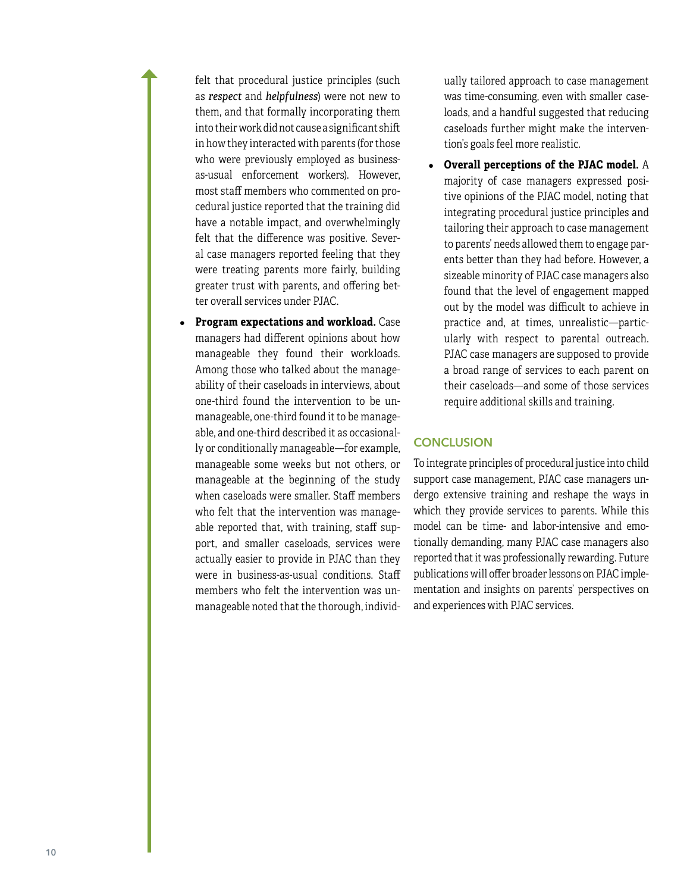felt that procedural justice principles (such as ***respect*** and ***helpfulness***) were not new to them, and that formally incorporating them into their work did not cause a significant shift in how they interacted with parents (for those who were previously employed as business-as-usual enforcement workers). However, most staff members who commented on procedural justice reported that the training did have a notable impact, and overwhelmingly felt that the difference was positive. Several case managers reported feeling that they were treating parents more fairly, building greater trust with parents, and offering better overall services under PJAC.

- **Program expectations and workload.** Case managers had different opinions about how manageable they found their workloads. Among those who talked about the manageability of their caseloads in interviews, about one-third found the intervention to be unmanageable, one-third found it to be manageable, and one-third described it as occasionally or conditionally manageable—for example, manageable some weeks but not others, or manageable at the beginning of the study when caseloads were smaller. Staff members who felt that the intervention was manageable reported that, with training, staff support, and smaller caseloads, services were actually easier to provide in PJAC than they were in business-as-usual conditions. Staff members who felt the intervention was unmanageable noted that the thorough, individually tailored approach to case management was time-consuming, even with smaller caseloads, and a handful suggested that reducing caseloads further might make the intervention's goals feel more realistic.
- **Overall perceptions of the PJAC model.** A majority of case managers expressed positive opinions of the PJAC model, noting that integrating procedural justice principles and tailoring their approach to case management to parents' needs allowed them to engage parents better than they had before. However, a sizeable minority of PJAC case managers also found that the level of engagement mapped out by the model was difficult to achieve in practice and, at times, unrealistic—particularly with respect to parental outreach. PJAC case managers are supposed to provide a broad range of services to each parent on their caseloads—and some of those services require additional skills and training.

## CONCLUSION

To integrate principles of procedural justice into child support case management, PJAC case managers undergo extensive training and reshape the ways in which they provide services to parents. While this model can be time- and labor-intensive and emotionally demanding, many PJAC case managers also reported that it was professionally rewarding. Future publications will offer broader lessons on PJAC implementation and insights on parents' perspectives on and experiences with PJAC services.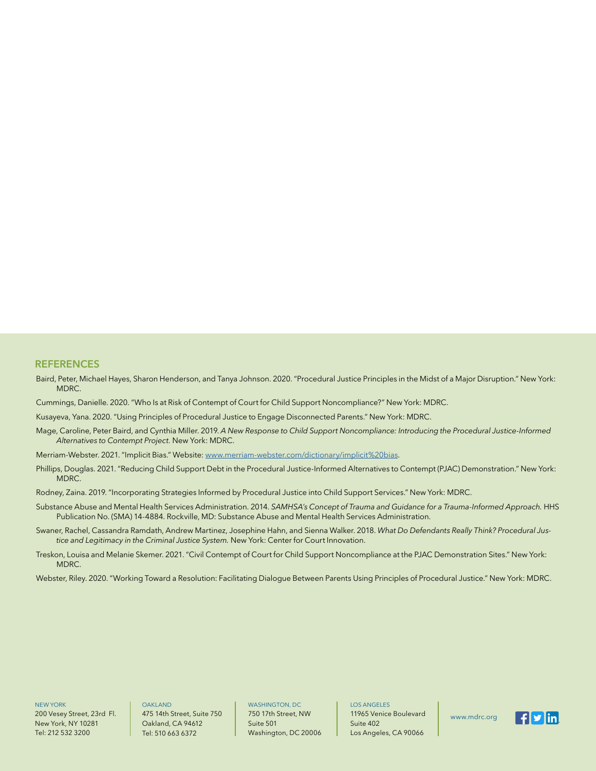## REFERENCES

Baird, Peter, Michael Hayes, Sharon Henderson, and Tanya Johnson. 2020. "Procedural Justice Principles in the Midst of a Major Disruption." New York: MDRC.

Cummings, Danielle. 2020. "Who Is at Risk of Contempt of Court for Child Support Noncompliance?" New York: MDRC.

Kusayeva, Yana. 2020. "Using Principles of Procedural Justice to Engage Disconnected Parents." New York: MDRC.

Mage, Caroline, Peter Baird, and Cynthia Miller. 2019. *A New Response to Child Support Noncompliance: Introducing the Procedural Justice-Informed Alternatives to Contempt Project.* New York: MDRC.

Merriam-Webster. 2021. "Implicit Bias." Website: [www.merriam-webster.com/dictionary/implicit%20bias](www.merriam-webster.com/dictionary/implicit%20bias).

Phillips, Douglas. 2021. "Reducing Child Support Debt in the Procedural Justice-Informed Alternatives to Contempt (PJAC) Demonstration." New York: MDRC.

Rodney, Zaina. 2019. "Incorporating Strategies Informed by Procedural Justice into Child Support Services." New York: MDRC.

Substance Abuse and Mental Health Services Administration. 2014. *SAMHSA's Concept of Trauma and Guidance for a Trauma-Informed Approach.* HHS Publication No. (SMA) 14-4884. Rockville, MD: Substance Abuse and Mental Health Services Administration.

Swaner, Rachel, Cassandra Ramdath, Andrew Martinez, Josephine Hahn, and Sienna Walker. 2018. *What Do Defendants Really Think? Procedural Justice and Legitimacy in the Criminal Justice System.* New York: Center for Court Innovation.

Treskon, Louisa and Melanie Skemer. 2021. "Civil Contempt of Court for Child Support Noncompliance at the PJAC Demonstration Sites." New York: MDRC.

Webster, Riley. 2020. "Working Toward a Resolution: Facilitating Dialogue Between Parents Using Principles of Procedural Justice." New York: MDRC.

NEW YORK
200 Vesey Street, 23rd Fl.
New York, NY 10281
Tel: 212 532 3200

OAKLAND
475 14th Street, Suite 750
Oakland, CA 94612
Tel: 510 663 6372

WASHINGTON, DC
750 17th Street, NW
Suite 501
Washington, DC 20006

LOS ANGELES
11965 Venice Boulevard
Suite 402
Los Angeles, CA 90066

www.mdrc.org